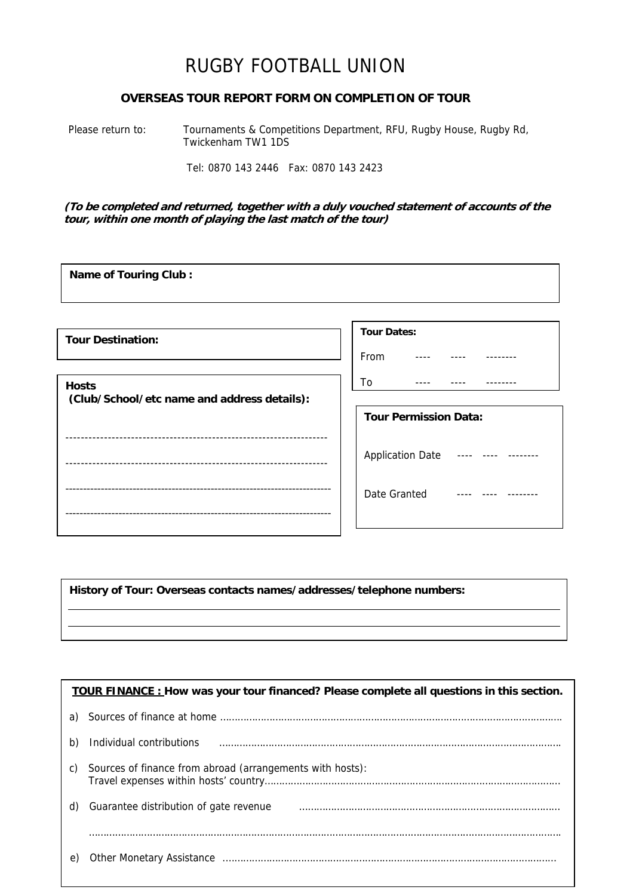# RUGBY FOOTBALL UNION

### OVERSEAS TOUR REPORT FORM ON COMPLETION OF TOUR

Please return to: Tournaments & Competitions Department, RFU, Rugby House, Rugby Rd, Twickenham TW1 1DS

Tel: 0870 143 2446 Fax: 0870 143 2423

***(To be completed and returned, together with a duly vouched statement of accounts of the tour, within one month of playing the last match of the tour)***

**Name of Touring Club :**

**Tour Destination:**

**Tour Dates:**

From ---- ---- --------

To ---- ---- --------

**Hosts**
**(Club/School/etc name and address details):**

---------------------------------------------------------------------

---------------------------------------------------------------------

---------------------------------------------------------------------

---------------------------------------------------------------------

**Tour Permission Data:**

Application Date ---- ---- --------

Date Granted ---- ---- --------

**History of Tour: Overseas contacts names/addresses/telephone numbers:**

**TOUR FINANCE :** **How was your tour financed? Please complete all questions in this section.**

a) Sources of finance at home ……………………………………………………………………………………………………

b) Individual contributions ……………………………………………………………………………………………………

c) Sources of finance from abroad (arrangements with hosts):
Travel expenses within hosts' country…………………………………………………………………………………………

d) Guarantee distribution of gate revenue ………………………………………………………………………………

……………………………………………………………………………………………………………………………………………

e) Other Monetary Assistance ……………………………………………………………………………………………………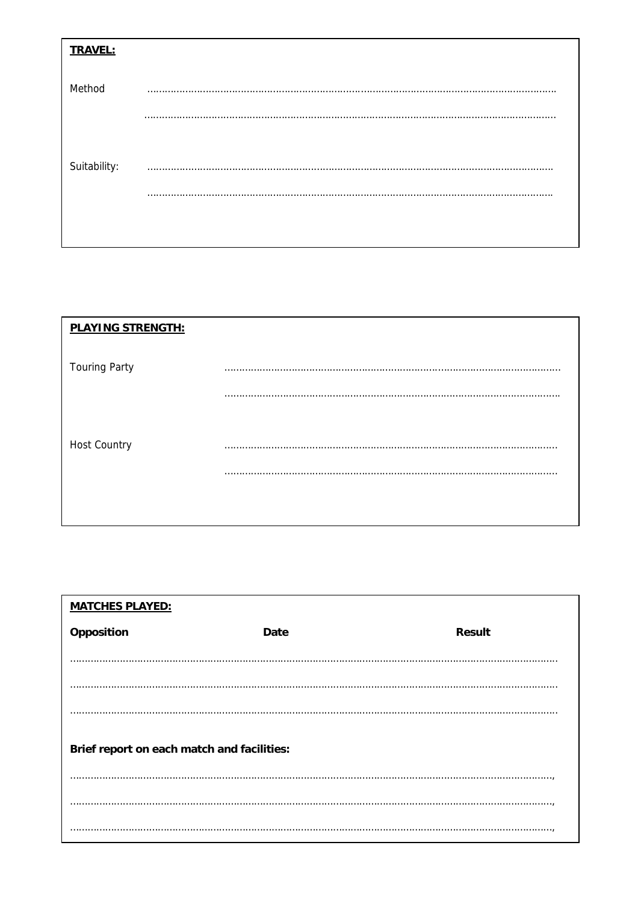**TRAVEL:**

Method ……………………………………………………………………………………………………………………

……………………………………………………………………………………………………………………

Suitability: ……………………………………………………………………………………………………………………

……………………………………………………………………………………………………………………

**PLAYING STRENGTH:**

Touring Party ……………………………………………………………………………………………………

……………………………………………………………………………………………………

Host Country ……………………………………………………………………………………………………

……………………………………………………………………………………………………

**MATCHES PLAYED:**

| Opposition | Date | Result |
| --- | --- | --- |
| …………………… | …………………… | …………………… |
| …………………… | …………………… | …………………… |
| …………………… | …………………… | …………………… |

**Brief report on each match and facilities:**

……………………………………………………………………………………………………………………,

……………………………………………………………………………………………………………………,

……………………………………………………………………………………………………………………,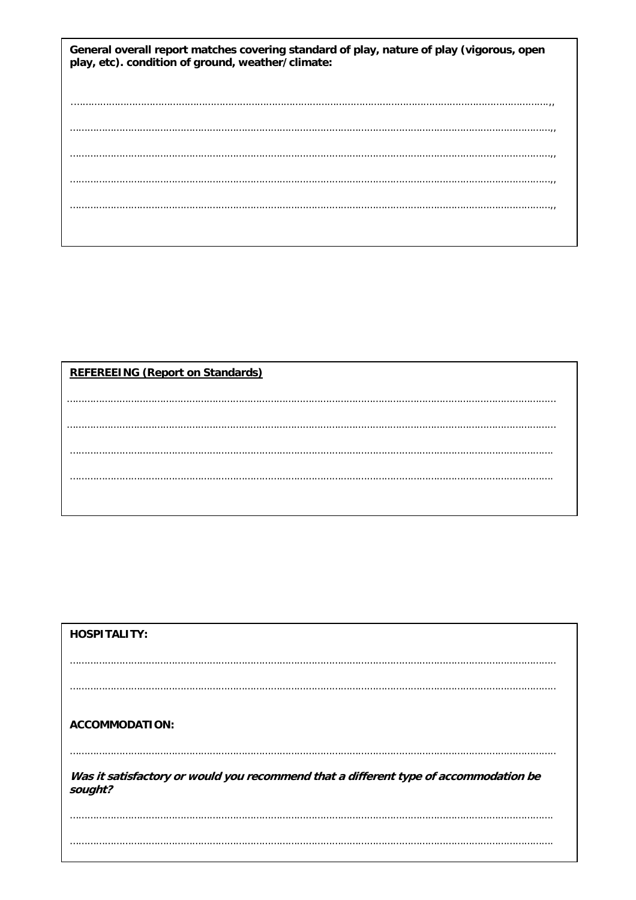**General overall report matches covering standard of play, nature of play (vigorous, open play, etc). condition of ground, weather/climate:**

……………………………………………………………………………………………………………………………………………,,

……………………………………………………………………………………………………………………………………………,,

……………………………………………………………………………………………………………………………………………,,

……………………………………………………………………………………………………………………………………………,,

……………………………………………………………………………………………………………………………………………,,

**REFEREEING (Report on Standards)**

……………………………………………………………………………………………………………………………………………

……………………………………………………………………………………………………………………………………………

……………………………………………………………………………………………………………………………………………

……………………………………………………………………………………………………………………………………………

**HOSPITALITY:**

……………………………………………………………………………………………………………………………………………

……………………………………………………………………………………………………………………………………………

**ACCOMMODATION:**

……………………………………………………………………………………………………………………………………………

***Was it satisfactory or would you recommend that a different type of accommodation be sought?***

……………………………………………………………………………………………………………………………………………

……………………………………………………………………………………………………………………………………………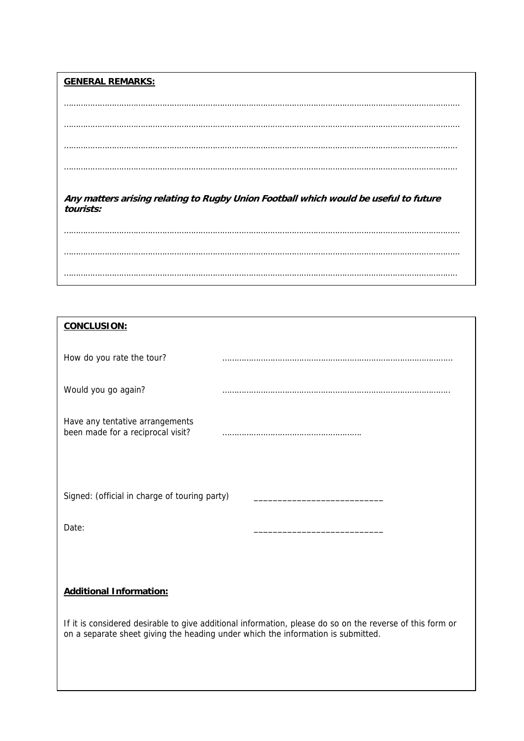**GENERAL REMARKS:**

………………………………………………………………………………………………………………………………………………

………………………………………………………………………………………………………………………………………………

………………………………………………………………………………………………………………………………………………

………………………………………………………………………………………………………………………………………………

***Any matters arising relating to Rugby Union Football which would be useful to future tourists:***

………………………………………………………………………………………………………………………………………………

………………………………………………………………………………………………………………………………………………

………………………………………………………………………………………………………………………………………………

**CONCLUSION:**

How do you rate the tour? ……………………………………………………………………………………

Would you go again? ……………………………………………………………………………………

Have any tentative arrangements been made for a reciprocal visit? …………………………………………………

Signed: (official in charge of touring party) ___________________________

Date: ___________________________

**Additional Information:**

If it is considered desirable to give additional information, please do so on the reverse of this form or on a separate sheet giving the heading under which the information is submitted.